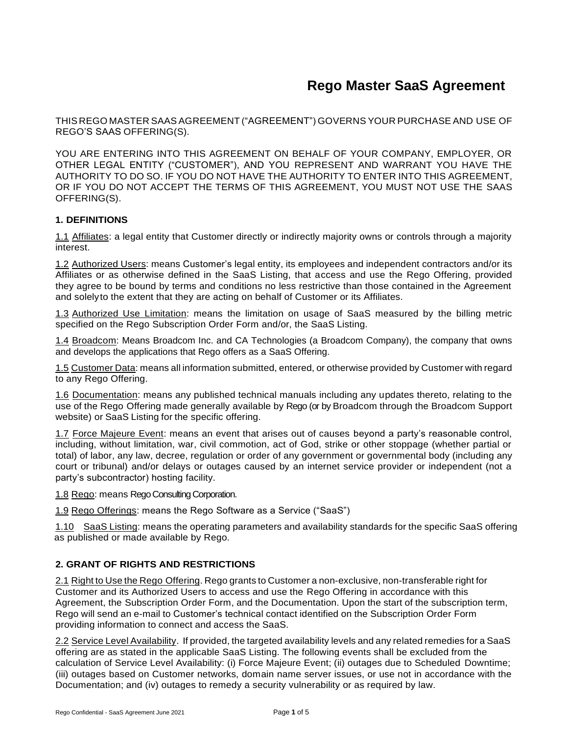# Rego Master SaaS Agreement

THIS REGO MASTER SAAS AGREEMENT ("AGREEMENT") GOVERNS YOUR PURCHASE AND USE OF REGO'S SAAS OFFERING(S).

YOU ARE ENTERING INTO THIS AGREEMENT ON BEHALF OF YOUR COMPANY, EMPLOYER, OR OTHER LEGAL ENTITY ("CUSTOMER"), AND YOU REPRESENT AND WARRANT YOU HAVE THE AUTHORITY TO DO SO. IF YOU DO NOT HAVE THE AUTHORITY TO ENTER INTO THIS AGREEMENT, OR IF YOU DO NOT ACCEPT THE TERMS OF THIS AGREEMENT, YOU MUST NOT USE THE SAAS OFFERING(S).

## 1. DEFINITIONS

1.1 Affiliates: a legal entity that Customer directly or indirectly majority owns or controls through a majority interest.

1.2 Authorized Users: means Customer's legal entity, its employees and independent contractors and/or its Affiliates or as otherwise defined in the SaaS Listing, that access and use the Rego Offering, provided they agree to be bound by terms and conditions no less restrictive than those contained in the Agreement and solely to the extent that they are acting on behalf of Customer or its Affiliates.

1.3 Authorized Use Limitation: means the limitation on usage of SaaS measured by the billing metric specified on the Rego Subscription Order Form and/or, the SaaS Listing.

1.4 Broadcom: Means Broadcom Inc. and CA Technologies (a Broadcom Company), the company that owns and develops the applications that Rego offers as a SaaS Offering.

1.5 Customer Data: means all information submitted, entered, or otherwise provided by Customer with regard to any Rego Offering.

1.6 Documentation: means any published technical manuals including any updates thereto, relating to the use of the Rego Offering made generally available by Rego (or by Broadcom through the Broadcom Support website) or SaaS Listing for the specific offering.

1.7 Force Majeure Event: means an event that arises out of causes beyond a party's reasonable control, including, without limitation, war, civil commotion, act of God, strike or other stoppage (whether partial or total) of labor, any law, decree, regulation or order of any government or governmental body (including any court or tribunal) and/or delays or outages caused by an internet service provider or independent (not a party's subcontractor) hosting facility.

1.8 Rego: means Rego Consulting Corporation.

1.9 Rego Offerings: means the Rego Software as a Service ("SaaS")

1.10 SaaS Listing: means the operating parameters and availability standards for the specific SaaS offering as published or made available by Rego.

## 2. GRANT OF RIGHTS AND RESTRICTIONS

2.1 Right to Use the Rego Offering. Rego grants to Customer a non-exclusive, non-transferable right for Customer and its Authorized Users to access and use the Rego Offering in accordance with this Agreement, the Subscription Order Form, and the Documentation. Upon the start of the subscription term, Rego will send an e-mail to Customer's technical contact identified on the Subscription Order Form providing information to connect and access the SaaS.

2.2 Service Level Availability. If provided, the targeted availability levels and any related remedies for a SaaS offering are as stated in the applicable SaaS Listing. The following events shall be excluded from the calculation of Service Level Availability: (i) Force Majeure Event; (ii) outages due to Scheduled Downtime; (iii) outages based on Customer networks, domain name server issues, or use not in accordance with the Documentation; and (iv) outages to remedy a security vulnerability or as required by law.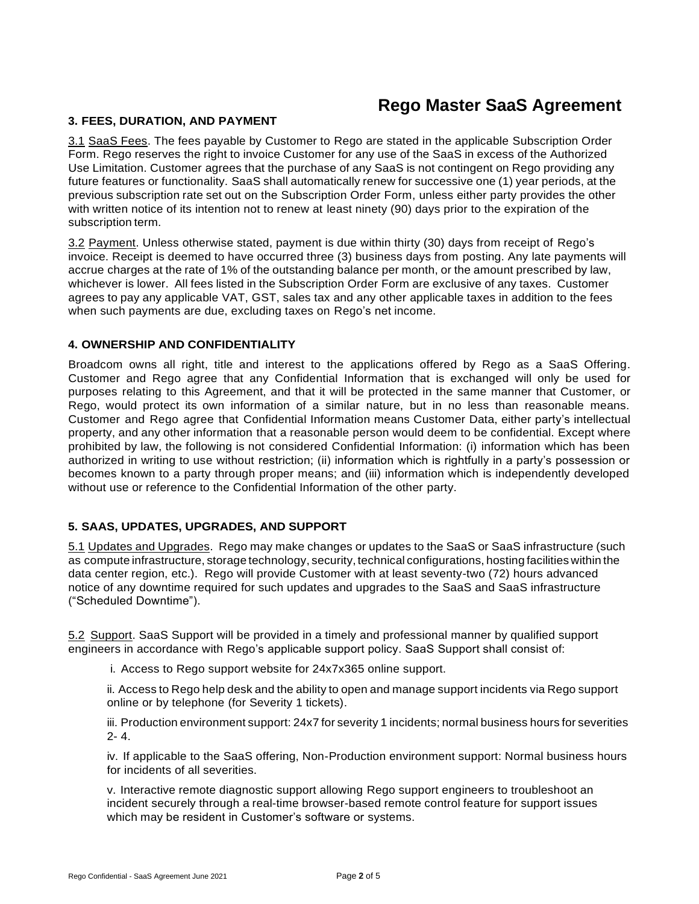## 3. FEES, DURATION, AND PAYMENT

3.1 SaaS Fees. The fees payable by Customer to Rego are stated in the applicable Subscription Order Form. Rego reserves the right to invoice Customer for any use of the SaaS in excess of the Authorized Use Limitation. Customer agrees that the purchase of any SaaS is not contingent on Rego providing any future features or functionality. SaaS shall automatically renew for successive one (1) year periods, at the previous subscription rate set out on the Subscription Order Form, unless either party provides the other with written notice of its intention not to renew at least ninety (90) days prior to the expiration of the subscription term.

3.2 Payment. Unless otherwise stated, payment is due within thirty (30) days from receipt of Rego's invoice. Receipt is deemed to have occurred three (3) business days from posting. Any late payments will accrue charges at the rate of 1% of the outstanding balance per month, or the amount prescribed by law, whichever is lower. All fees listed in the Subscription Order Form are exclusive of any taxes. Customer agrees to pay any applicable VAT, GST, sales tax and any other applicable taxes in addition to the fees when such payments are due, excluding taxes on Rego's net income.

## 4. OWNERSHIP AND CONFIDENTIALITY

Broadcom owns all right, title and interest to the applications offered by Rego as a SaaS Offering. Customer and Rego agree that any Confidential Information that is exchanged will only be used for purposes relating to this Agreement, and that it will be protected in the same manner that Customer, or Rego, would protect its own information of a similar nature, but in no less than reasonable means. Customer and Rego agree that Confidential Information means Customer Data, either party's intellectual property, and any other information that a reasonable person would deem to be confidential. Except where prohibited by law, the following is not considered Confidential Information: (i) information which has been authorized in writing to use without restriction; (ii) information which is rightfully in a party's possession or becomes known to a party through proper means; and (iii) information which is independently developed without use or reference to the Confidential Information of the other party.

## 5. SAAS, UPDATES, UPGRADES, AND SUPPORT

5.1 Updates and Upgrades. Rego may make changes or updates to the SaaS or SaaS infrastructure (such as compute infrastructure, storage technology, security, technical configurations, hosting facilities within the data center region, etc.). Rego will provide Customer with at least seventy-two (72) hours advanced notice of any downtime required for such updates and upgrades to the SaaS and SaaS infrastructure ("Scheduled Downtime").

5.2 Support. SaaS Support will be provided in a timely and professional manner by qualified support engineers in accordance with Rego's applicable support policy. SaaS Support shall consist of:

i. Access to Rego support website for 24x7x365 online support.

ii. Access to Rego help desk and the ability to open and manage support incidents via Rego support online or by telephone (for Severity 1 tickets).

iii. Production environment support: 24x7 for severity 1 incidents; normal business hours for severities 2- 4.

iv. If applicable to the SaaS offering, Non-Production environment support: Normal business hours for incidents of all severities.

v. Interactive remote diagnostic support allowing Rego support engineers to troubleshoot an incident securely through a real-time browser-based remote control feature for support issues which may be resident in Customer's software or systems.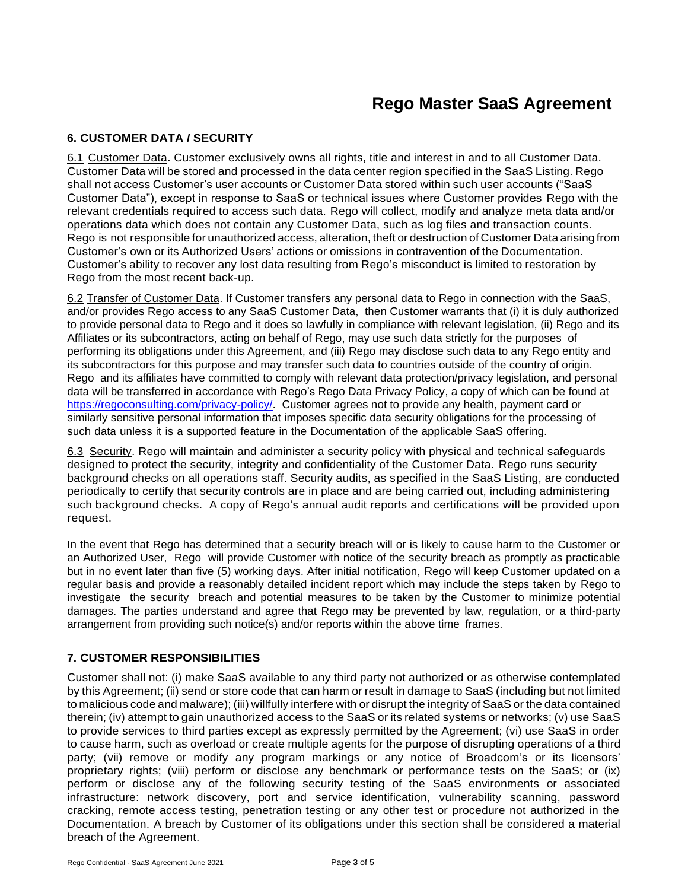# Rego Master SaaS Agreement

## 6. CUSTOMER DATA / SECURITY

6.1 Customer Data. Customer exclusively owns all rights, title and interest in and to all Customer Data. Customer Data will be stored and processed in the data center region specified in the SaaS Listing. Rego shall not access Customer's user accounts or Customer Data stored within such user accounts ("SaaS Customer Data"), except in response to SaaS or technical issues where Customer provides Rego with the relevant credentials required to access such data. Rego will collect, modify and analyze meta data and/or operations data which does not contain any Customer Data, such as log files and transaction counts. Rego is not responsible for unauthorized access, alteration, theft or destruction of Customer Data arising from Customer's own or its Authorized Users' actions or omissions in contravention of the Documentation. Customer's ability to recover any lost data resulting from Rego's misconduct is limited to restoration by Rego from the most recent back-up.

6.2 Transfer of Customer Data. If Customer transfers any personal data to Rego in connection with the SaaS, and/or provides Rego access to any SaaS Customer Data, then Customer warrants that (i) it is duly authorized to provide personal data to Rego and it does so lawfully in compliance with relevant legislation, (ii) Rego and its Affiliates or its subcontractors, acting on behalf of Rego, may use such data strictly for the purposes of performing its obligations under this Agreement, and (iii) Rego may disclose such data to any Rego entity and its subcontractors for this purpose and may transfer such data to countries outside of the country of origin. Rego and its affiliates have committed to comply with relevant data protection/privacy legislation, and personal data will be transferred in accordance with Rego's Rego Data Privacy Policy, a copy of which can be found at https://regoconsulting.com/privacy-policy/. Customer agrees not to provide any health, payment card or similarly sensitive personal information that imposes specific data security obligations for the processing of such data unless it is a supported feature in the Documentation of the applicable SaaS offering.

6.3 Security. Rego will maintain and administer a security policy with physical and technical safeguards designed to protect the security, integrity and confidentiality of the Customer Data. Rego runs security background checks on all operations staff. Security audits, as specified in the SaaS Listing, are conducted periodically to certify that security controls are in place and are being carried out, including administering such background checks. A copy of Rego's annual audit reports and certifications will be provided upon request.

In the event that Rego has determined that a security breach will or is likely to cause harm to the Customer or an Authorized User, Rego will provide Customer with notice of the security breach as promptly as practicable but in no event later than five (5) working days. After initial notification, Rego will keep Customer updated on a regular basis and provide a reasonably detailed incident report which may include the steps taken by Rego to investigate the security breach and potential measures to be taken by the Customer to minimize potential damages. The parties understand and agree that Rego may be prevented by law, regulation, or a third-party arrangement from providing such notice(s) and/or reports within the above time frames.

## 7. CUSTOMER RESPONSIBILITIES

Customer shall not: (i) make SaaS available to any third party not authorized or as otherwise contemplated by this Agreement; (ii) send or store code that can harm or result in damage to SaaS (including but not limited to malicious code and malware); (iii) willfully interfere with or disrupt the integrity of SaaS or the data contained therein; (iv) attempt to gain unauthorized access to the SaaS or its related systems or networks; (v) use SaaS to provide services to third parties except as expressly permitted by the Agreement; (vi) use SaaS in order to cause harm, such as overload or create multiple agents for the purpose of disrupting operations of a third party; (vii) remove or modify any program markings or any notice of Broadcom's or its licensors' proprietary rights; (viii) perform or disclose any benchmark or performance tests on the SaaS; or (ix) perform or disclose any of the following security testing of the SaaS environments or associated infrastructure: network discovery, port and service identification, vulnerability scanning, password cracking, remote access testing, penetration testing or any other test or procedure not authorized in the Documentation. A breach by Customer of its obligations under this section shall be considered a material breach of the Agreement.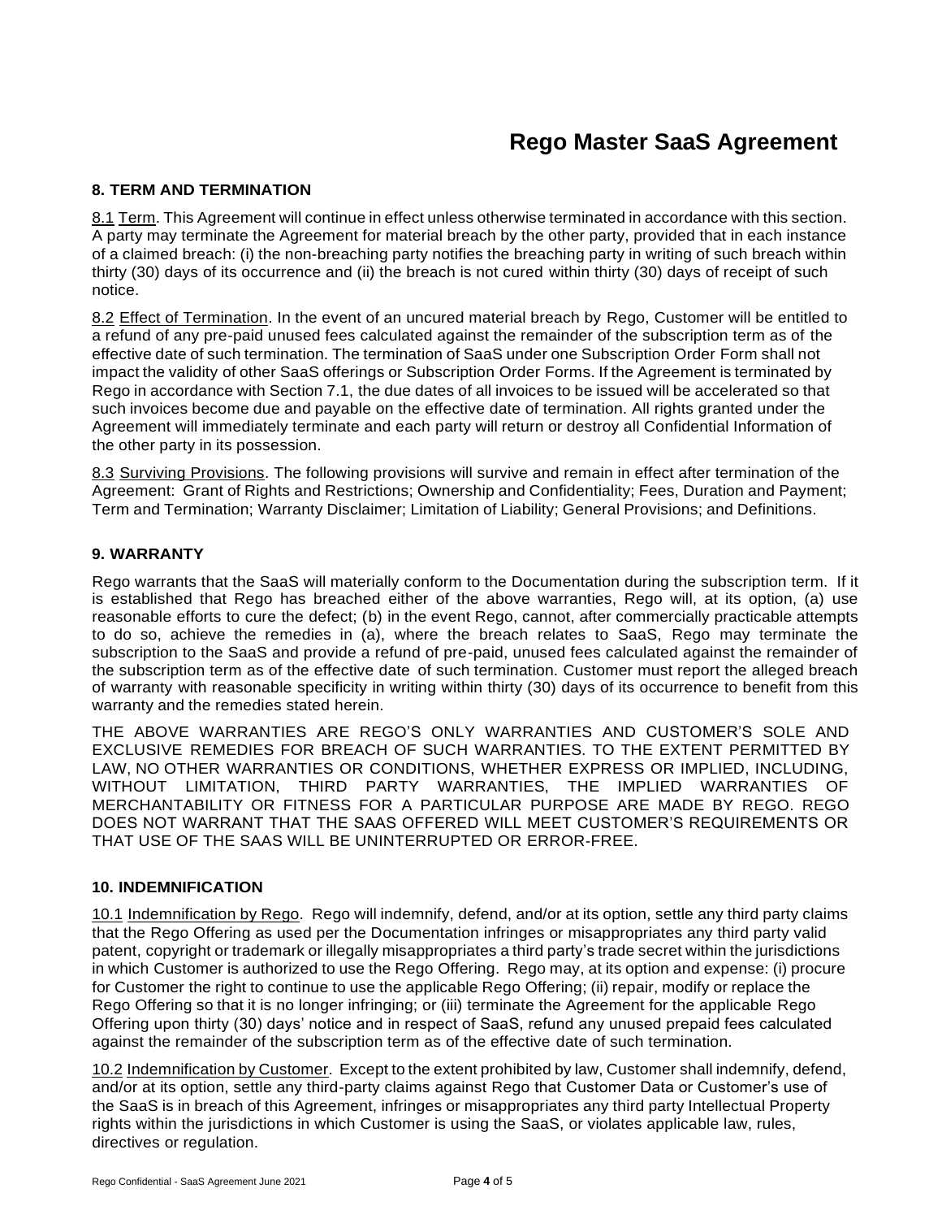# Rego Master SaaS Agreement

### 8. TERM AND TERMINATION

8.1 Term. This Agreement will continue in effect unless otherwise terminated in accordance with this section. A party may terminate the Agreement for material breach by the other party, provided that in each instance of a claimed breach: (i) the non-breaching party notifies the breaching party in writing of such breach within thirty (30) days of its occurrence and (ii) the breach is not cured within thirty (30) days of receipt of such notice.

8.2 Effect of Termination. In the event of an uncured material breach by Rego, Customer will be entitled to a refund of any pre-paid unused fees calculated against the remainder of the subscription term as of the effective date of such termination. The termination of SaaS under one Subscription Order Form shall not impact the validity of other SaaS offerings or Subscription Order Forms. If the Agreement is terminated by Rego in accordance with Section 7.1, the due dates of all invoices to be issued will be accelerated so that such invoices become due and payable on the effective date of termination. All rights granted under the Agreement will immediately terminate and each party will return or destroy all Confidential Information of the other party in its possession.

8.3 Surviving Provisions. The following provisions will survive and remain in effect after termination of the Agreement: Grant of Rights and Restrictions; Ownership and Confidentiality; Fees, Duration and Payment; Term and Termination; Warranty Disclaimer; Limitation of Liability; General Provisions; and Definitions.

### 9. WARRANTY

Rego warrants that the SaaS will materially conform to the Documentation during the subscription term. If it is established that Rego has breached either of the above warranties, Rego will, at its option, (a) use reasonable efforts to cure the defect; (b) in the event Rego, cannot, after commercially practicable attempts to do so, achieve the remedies in (a), where the breach relates to SaaS, Rego may terminate the subscription to the SaaS and provide a refund of pre-paid, unused fees calculated against the remainder of the subscription term as of the effective date of such termination. Customer must report the alleged breach of warranty with reasonable specificity in writing within thirty (30) days of its occurrence to benefit from this warranty and the remedies stated herein.

THE ABOVE WARRANTIES ARE REGO'S ONLY WARRANTIES AND CUSTOMER'S SOLE AND EXCLUSIVE REMEDIES FOR BREACH OF SUCH WARRANTIES. TO THE EXTENT PERMITTED BY LAW, NO OTHER WARRANTIES OR CONDITIONS, WHETHER EXPRESS OR IMPLIED, INCLUDING, WITHOUT LIMITATION, THIRD PARTY WARRANTIES, THE IMPLIED WARRANTIES OF MERCHANTABILITY OR FITNESS FOR A PARTICULAR PURPOSE ARE MADE BY REGO. REGO DOES NOT WARRANT THAT THE SAAS OFFERED WILL MEET CUSTOMER'S REQUIREMENTS OR THAT USE OF THE SAAS WILL BE UNINTERRUPTED OR ERROR-FREE.

### 10. INDEMNIFICATION

10.1 Indemnification by Rego. Rego will indemnify, defend, and/or at its option, settle any third party claims that the Rego Offering as used per the Documentation infringes or misappropriates any third party valid patent, copyright or trademark or illegally misappropriates a third party's trade secret within the jurisdictions in which Customer is authorized to use the Rego Offering. Rego may, at its option and expense: (i) procure for Customer the right to continue to use the applicable Rego Offering; (ii) repair, modify or replace the Rego Offering so that it is no longer infringing; or (iii) terminate the Agreement for the applicable Rego Offering upon thirty (30) days' notice and in respect of SaaS, refund any unused prepaid fees calculated against the remainder of the subscription term as of the effective date of such termination.

10.2 Indemnification by Customer. Except to the extent prohibited by law, Customer shall indemnify, defend, and/or at its option, settle any third-party claims against Rego that Customer Data or Customer's use of the SaaS is in breach of this Agreement, infringes or misappropriates any third party Intellectual Property rights within the jurisdictions in which Customer is using the SaaS, or violates applicable law, rules, directives or regulation.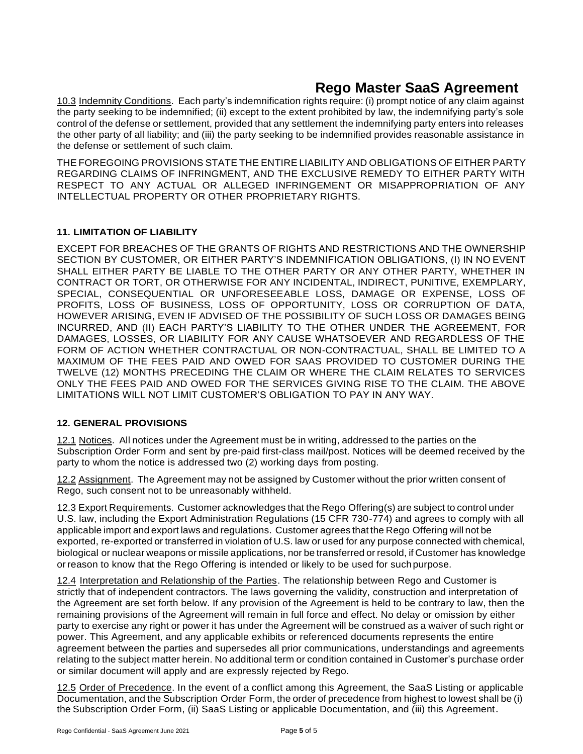10.3 Indemnity Conditions. Each party's indemnification rights require: (i) prompt notice of any claim against the party seeking to be indemnified; (ii) except to the extent prohibited by law, the indemnifying party's sole control of the defense or settlement, provided that any settlement the indemnifying party enters into releases the other party of all liability; and (iii) the party seeking to be indemnified provides reasonable assistance in the defense or settlement of such claim.

THE FOREGOING PROVISIONS STATE THE ENTIRE LIABILITY AND OBLIGATIONS OF EITHER PARTY REGARDING CLAIMS OF INFRINGMENT, AND THE EXCLUSIVE REMEDY TO EITHER PARTY WITH RESPECT TO ANY ACTUAL OR ALLEGED INFRINGEMENT OR MISAPPROPRIATION OF ANY INTELLECTUAL PROPERTY OR OTHER PROPRIETARY RIGHTS.

## 11. LIMITATION OF LIABILITY

EXCEPT FOR BREACHES OF THE GRANTS OF RIGHTS AND RESTRICTIONS AND THE OWNERSHIP SECTION BY CUSTOMER, OR EITHER PARTY'S INDEMNIFICATION OBLIGATIONS, (I) IN NO EVENT SHALL EITHER PARTY BE LIABLE TO THE OTHER PARTY OR ANY OTHER PARTY, WHETHER IN CONTRACT OR TORT, OR OTHERWISE FOR ANY INCIDENTAL, INDIRECT, PUNITIVE, EXEMPLARY, SPECIAL, CONSEQUENTIAL OR UNFORESEEABLE LOSS, DAMAGE OR EXPENSE, LOSS OF PROFITS, LOSS OF BUSINESS, LOSS OF OPPORTUNITY, LOSS OR CORRUPTION OF DATA, HOWEVER ARISING, EVEN IF ADVISED OF THE POSSIBILITY OF SUCH LOSS OR DAMAGES BEING INCURRED, AND (II) EACH PARTY'S LIABILITY TO THE OTHER UNDER THE AGREEMENT, FOR DAMAGES, LOSSES, OR LIABILITY FOR ANY CAUSE WHATSOEVER AND REGARDLESS OF THE FORM OF ACTION WHETHER CONTRACTUAL OR NON-CONTRACTUAL, SHALL BE LIMITED TO A MAXIMUM OF THE FEES PAID AND OWED FOR SAAS PROVIDED TO CUSTOMER DURING THE TWELVE (12) MONTHS PRECEDING THE CLAIM OR WHERE THE CLAIM RELATES TO SERVICES ONLY THE FEES PAID AND OWED FOR THE SERVICES GIVING RISE TO THE CLAIM. THE ABOVE LIMITATIONS WILL NOT LIMIT CUSTOMER'S OBLIGATION TO PAY IN ANY WAY.

## 12. GENERAL PROVISIONS

12.1 Notices. All notices under the Agreement must be in writing, addressed to the parties on the Subscription Order Form and sent by pre-paid first-class mail/post. Notices will be deemed received by the party to whom the notice is addressed two (2) working days from posting.

12.2 Assignment. The Agreement may not be assigned by Customer without the prior written consent of Rego, such consent not to be unreasonably withheld.

12.3 Export Requirements. Customer acknowledges that the Rego Offering(s) are subject to control under U.S. law, including the Export Administration Regulations (15 CFR 730-774) and agrees to comply with all applicable import and export laws and regulations. Customer agrees that the Rego Offering will not be exported, re-exported or transferred in violation of U.S. law or used for any purpose connected with chemical, biological or nuclear weapons or missile applications, nor be transferred or resold, if Customer has knowledge or reason to know that the Rego Offering is intended or likely to be used for such purpose.

12.4 Interpretation and Relationship of the Parties. The relationship between Rego and Customer is strictly that of independent contractors. The laws governing the validity, construction and interpretation of the Agreement are set forth below. If any provision of the Agreement is held to be contrary to law, then the remaining provisions of the Agreement will remain in full force and effect. No delay or omission by either party to exercise any right or power it has under the Agreement will be construed as a waiver of such right or power. This Agreement, and any applicable exhibits or referenced documents represents the entire agreement between the parties and supersedes all prior communications, understandings and agreements relating to the subject matter herein. No additional term or condition contained in Customer's purchase order or similar document will apply and are expressly rejected by Rego.

12.5 Order of Precedence. In the event of a conflict among this Agreement, the SaaS Listing or applicable Documentation, and the Subscription Order Form, the order of precedence from highest to lowest shall be (i) the Subscription Order Form, (ii) SaaS Listing or applicable Documentation, and (iii) this Agreement.